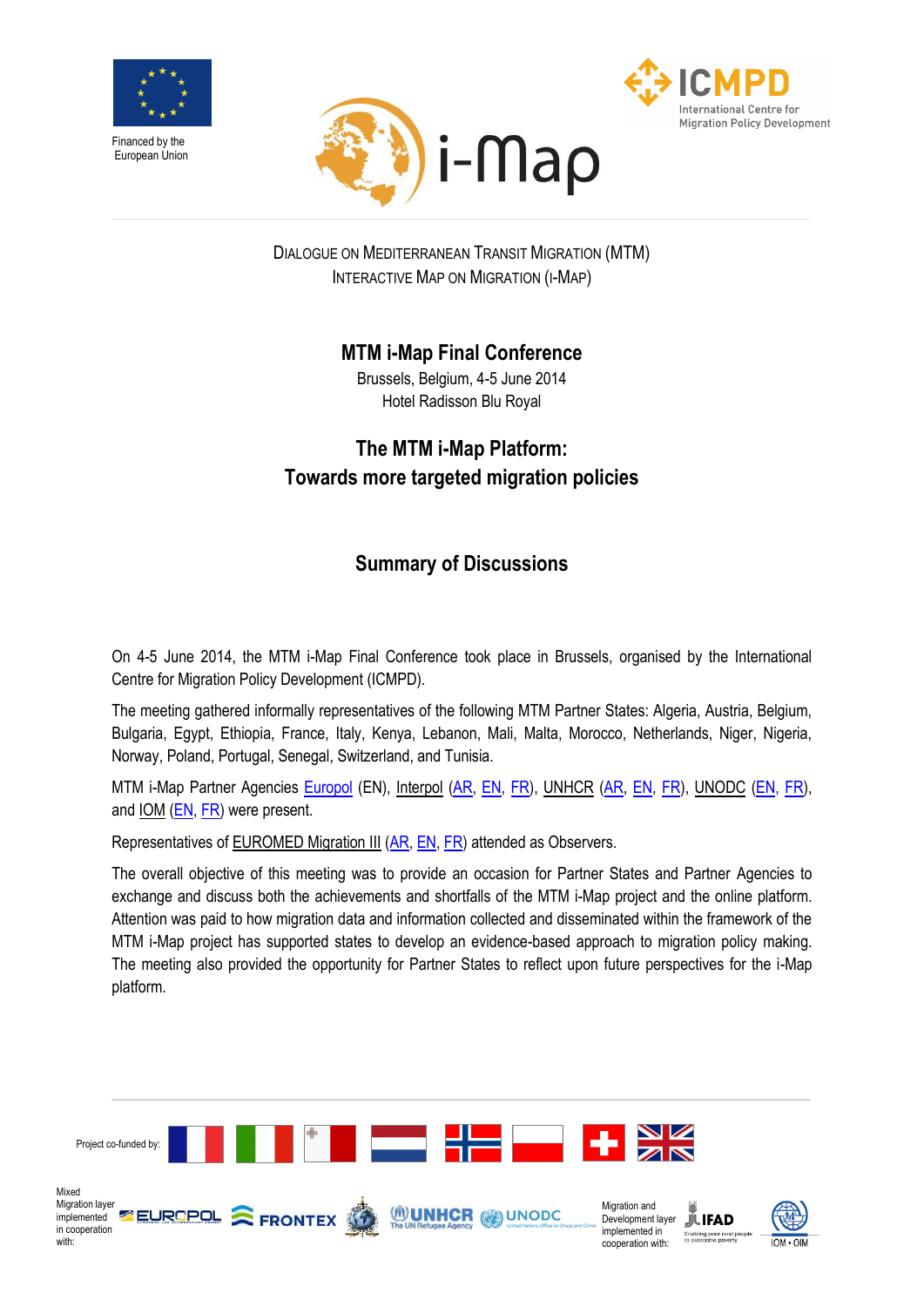Financed by the European Union

International Centre for Migration Policy Development

DIALOGUE ON MEDITERRANEAN TRANSIT MIGRATION (MTM)
INTERACTIVE MAP ON MIGRATION (I-MAP)

## MTM i-Map Final Conference

Brussels, Belgium, 4-5 June 2014
Hotel Radisson Blu Royal

## The MTM i-Map Platform: Towards more targeted migration policies

## Summary of Discussions

On 4-5 June 2014, the MTM i-Map Final Conference took place in Brussels, organised by the International Centre for Migration Policy Development (ICMPD).

The meeting gathered informally representatives of the following MTM Partner States: Algeria, Austria, Belgium, Bulgaria, Egypt, Ethiopia, France, Italy, Kenya, Lebanon, Mali, Malta, Morocco, Netherlands, Niger, Nigeria, Norway, Poland, Portugal, Senegal, Switzerland, and Tunisia.

MTM i-Map Partner Agencies Europol (EN), Interpol (AR, EN, FR), UNHCR (AR, EN, FR), UNODC (EN, FR), and IOM (EN, FR) were present.

Representatives of EUROMED Migration III (AR, EN, FR) attended as Observers.

The overall objective of this meeting was to provide an occasion for Partner States and Partner Agencies to exchange and discuss both the achievements and shortfalls of the MTM i-Map project and the online platform. Attention was paid to how migration data and information collected and disseminated within the framework of the MTM i-Map project has supported states to develop an evidence-based approach to migration policy making. The meeting also provided the opportunity for Partner States to reflect upon future perspectives for the i-Map platform.

Project co-funded by:

Mixed Migration layer implemented in cooperation with:

Migration and Development layer implemented in cooperation with: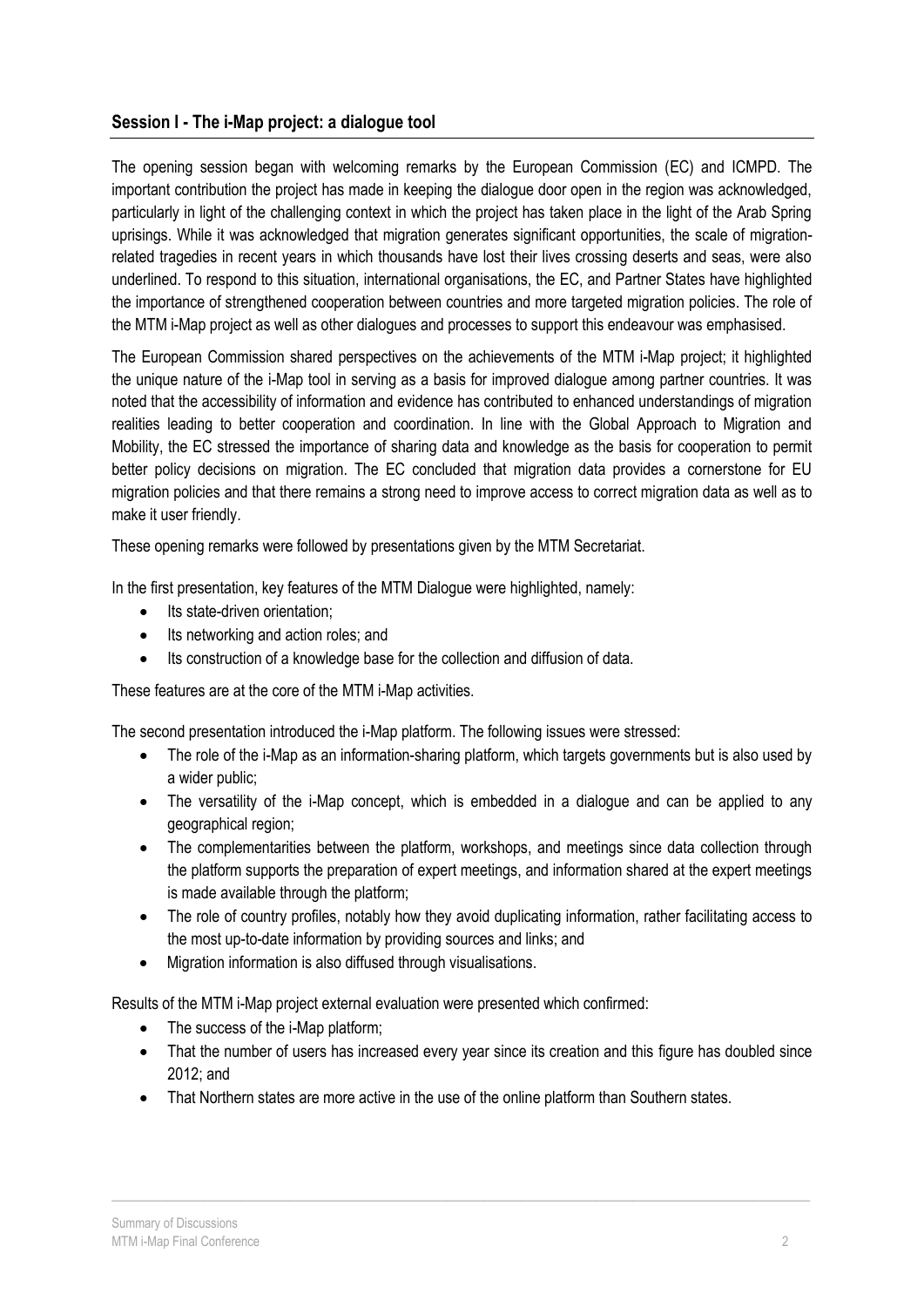## Session I - The i-Map project: a dialogue tool

The opening session began with welcoming remarks by the European Commission (EC) and ICMPD. The important contribution the project has made in keeping the dialogue door open in the region was acknowledged, particularly in light of the challenging context in which the project has taken place in the light of the Arab Spring uprisings. While it was acknowledged that migration generates significant opportunities, the scale of migration-related tragedies in recent years in which thousands have lost their lives crossing deserts and seas, were also underlined. To respond to this situation, international organisations, the EC, and Partner States have highlighted the importance of strengthened cooperation between countries and more targeted migration policies. The role of the MTM i-Map project as well as other dialogues and processes to support this endeavour was emphasised.

The European Commission shared perspectives on the achievements of the MTM i-Map project; it highlighted the unique nature of the i-Map tool in serving as a basis for improved dialogue among partner countries. It was noted that the accessibility of information and evidence has contributed to enhanced understandings of migration realities leading to better cooperation and coordination. In line with the Global Approach to Migration and Mobility, the EC stressed the importance of sharing data and knowledge as the basis for cooperation to permit better policy decisions on migration. The EC concluded that migration data provides a cornerstone for EU migration policies and that there remains a strong need to improve access to correct migration data as well as to make it user friendly.

These opening remarks were followed by presentations given by the MTM Secretariat.

In the first presentation, key features of the MTM Dialogue were highlighted, namely:

- Its state-driven orientation;
- Its networking and action roles; and
- Its construction of a knowledge base for the collection and diffusion of data.

These features are at the core of the MTM i-Map activities.

The second presentation introduced the i-Map platform. The following issues were stressed:

- The role of the i-Map as an information-sharing platform, which targets governments but is also used by a wider public;
- The versatility of the i-Map concept, which is embedded in a dialogue and can be applied to any geographical region;
- The complementarities between the platform, workshops, and meetings since data collection through the platform supports the preparation of expert meetings, and information shared at the expert meetings is made available through the platform;
- The role of country profiles, notably how they avoid duplicating information, rather facilitating access to the most up-to-date information by providing sources and links; and
- Migration information is also diffused through visualisations.

Results of the MTM i-Map project external evaluation were presented which confirmed:

- The success of the i-Map platform;
- That the number of users has increased every year since its creation and this figure has doubled since 2012; and
- That Northern states are more active in the use of the online platform than Southern states.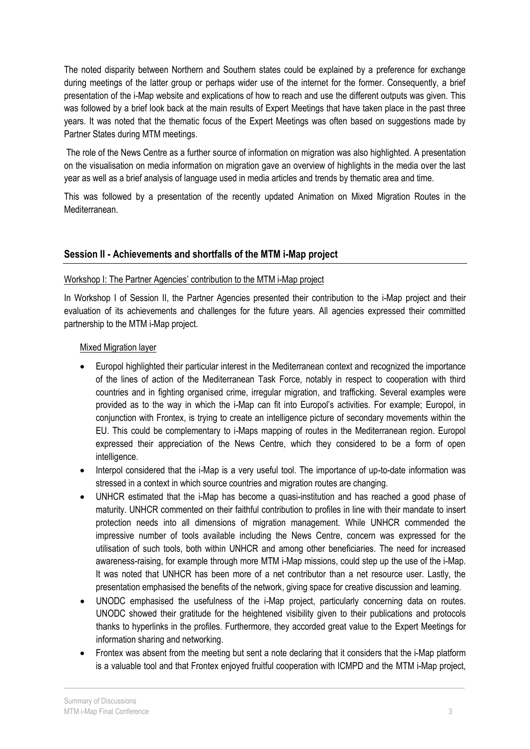The noted disparity between Northern and Southern states could be explained by a preference for exchange during meetings of the latter group or perhaps wider use of the internet for the former. Consequently, a brief presentation of the i-Map website and explications of how to reach and use the different outputs was given. This was followed by a brief look back at the main results of Expert Meetings that have taken place in the past three years. It was noted that the thematic focus of the Expert Meetings was often based on suggestions made by Partner States during MTM meetings.

The role of the News Centre as a further source of information on migration was also highlighted. A presentation on the visualisation on media information on migration gave an overview of highlights in the media over the last year as well as a brief analysis of language used in media articles and trends by thematic area and time.

This was followed by a presentation of the recently updated Animation on Mixed Migration Routes in the Mediterranean.

## Session II - Achievements and shortfalls of the MTM i-Map project

### Workshop I: The Partner Agencies' contribution to the MTM i-Map project

In Workshop I of Session II, the Partner Agencies presented their contribution to the i-Map project and their evaluation of its achievements and challenges for the future years. All agencies expressed their committed partnership to the MTM i-Map project.

#### Mixed Migration layer

- Europol highlighted their particular interest in the Mediterranean context and recognized the importance of the lines of action of the Mediterranean Task Force, notably in respect to cooperation with third countries and in fighting organised crime, irregular migration, and trafficking. Several examples were provided as to the way in which the i-Map can fit into Europol's activities. For example; Europol, in conjunction with Frontex, is trying to create an intelligence picture of secondary movements within the EU. This could be complementary to i-Maps mapping of routes in the Mediterranean region. Europol expressed their appreciation of the News Centre, which they considered to be a form of open intelligence.
- Interpol considered that the i-Map is a very useful tool. The importance of up-to-date information was stressed in a context in which source countries and migration routes are changing.
- UNHCR estimated that the i-Map has become a quasi-institution and has reached a good phase of maturity. UNHCR commented on their faithful contribution to profiles in line with their mandate to insert protection needs into all dimensions of migration management. While UNHCR commended the impressive number of tools available including the News Centre, concern was expressed for the utilisation of such tools, both within UNHCR and among other beneficiaries. The need for increased awareness-raising, for example through more MTM i-Map missions, could step up the use of the i-Map. It was noted that UNHCR has been more of a net contributor than a net resource user. Lastly, the presentation emphasised the benefits of the network, giving space for creative discussion and learning.
- UNODC emphasised the usefulness of the i-Map project, particularly concerning data on routes. UNODC showed their gratitude for the heightened visibility given to their publications and protocols thanks to hyperlinks in the profiles. Furthermore, they accorded great value to the Expert Meetings for information sharing and networking.
- Frontex was absent from the meeting but sent a note declaring that it considers that the i-Map platform is a valuable tool and that Frontex enjoyed fruitful cooperation with ICMPD and the MTM i-Map project,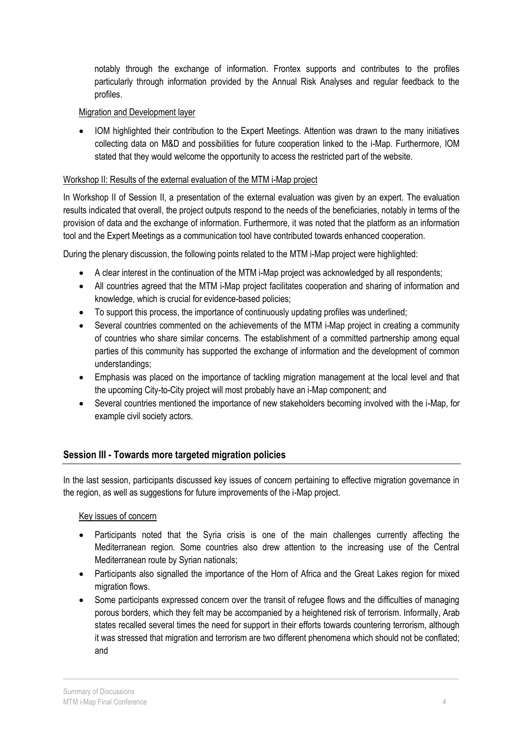notably through the exchange of information. Frontex supports and contributes to the profiles particularly through information provided by the Annual Risk Analyses and regular feedback to the profiles.

Migration and Development layer

- IOM highlighted their contribution to the Expert Meetings. Attention was drawn to the many initiatives collecting data on M&D and possibilities for future cooperation linked to the i-Map. Furthermore, IOM stated that they would welcome the opportunity to access the restricted part of the website.

Workshop II: Results of the external evaluation of the MTM i-Map project

In Workshop II of Session II, a presentation of the external evaluation was given by an expert. The evaluation results indicated that overall, the project outputs respond to the needs of the beneficiaries, notably in terms of the provision of data and the exchange of information. Furthermore, it was noted that the platform as an information tool and the Expert Meetings as a communication tool have contributed towards enhanced cooperation.

During the plenary discussion, the following points related to the MTM i-Map project were highlighted:

- A clear interest in the continuation of the MTM i-Map project was acknowledged by all respondents;
- All countries agreed that the MTM i-Map project facilitates cooperation and sharing of information and knowledge, which is crucial for evidence-based policies;
- To support this process, the importance of continuously updating profiles was underlined;
- Several countries commented on the achievements of the MTM i-Map project in creating a community of countries who share similar concerns. The establishment of a committed partnership among equal parties of this community has supported the exchange of information and the development of common understandings;
- Emphasis was placed on the importance of tackling migration management at the local level and that the upcoming City-to-City project will most probably have an i-Map component; and
- Several countries mentioned the importance of new stakeholders becoming involved with the i-Map, for example civil society actors.

## Session III - Towards more targeted migration policies

In the last session, participants discussed key issues of concern pertaining to effective migration governance in the region, as well as suggestions for future improvements of the i-Map project.

Key issues of concern

- Participants noted that the Syria crisis is one of the main challenges currently affecting the Mediterranean region. Some countries also drew attention to the increasing use of the Central Mediterranean route by Syrian nationals;
- Participants also signalled the importance of the Horn of Africa and the Great Lakes region for mixed migration flows.
- Some participants expressed concern over the transit of refugee flows and the difficulties of managing porous borders, which they felt may be accompanied by a heightened risk of terrorism. Informally, Arab states recalled several times the need for support in their efforts towards countering terrorism, although it was stressed that migration and terrorism are two different phenomena which should not be conflated; and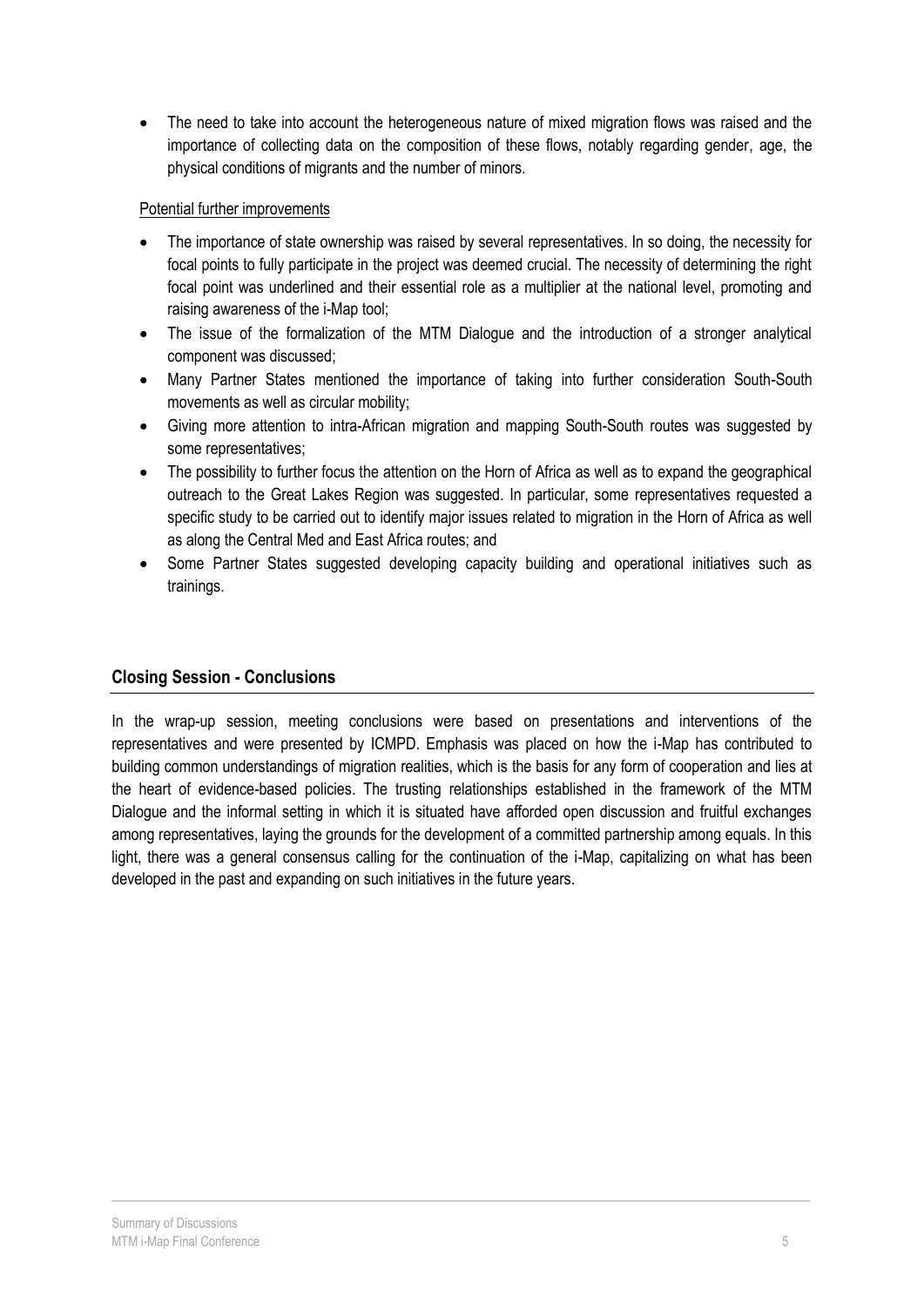- The need to take into account the heterogeneous nature of mixed migration flows was raised and the importance of collecting data on the composition of these flows, notably regarding gender, age, the physical conditions of migrants and the number of minors.

Potential further improvements

- The importance of state ownership was raised by several representatives. In so doing, the necessity for focal points to fully participate in the project was deemed crucial. The necessity of determining the right focal point was underlined and their essential role as a multiplier at the national level, promoting and raising awareness of the i-Map tool;
- The issue of the formalization of the MTM Dialogue and the introduction of a stronger analytical component was discussed;
- Many Partner States mentioned the importance of taking into further consideration South-South movements as well as circular mobility;
- Giving more attention to intra-African migration and mapping South-South routes was suggested by some representatives;
- The possibility to further focus the attention on the Horn of Africa as well as to expand the geographical outreach to the Great Lakes Region was suggested. In particular, some representatives requested a specific study to be carried out to identify major issues related to migration in the Horn of Africa as well as along the Central Med and East Africa routes; and
- Some Partner States suggested developing capacity building and operational initiatives such as trainings.

## Closing Session - Conclusions

In the wrap-up session, meeting conclusions were based on presentations and interventions of the representatives and were presented by ICMPD. Emphasis was placed on how the i-Map has contributed to building common understandings of migration realities, which is the basis for any form of cooperation and lies at the heart of evidence-based policies. The trusting relationships established in the framework of the MTM Dialogue and the informal setting in which it is situated have afforded open discussion and fruitful exchanges among representatives, laying the grounds for the development of a committed partnership among equals. In this light, there was a general consensus calling for the continuation of the i-Map, capitalizing on what has been developed in the past and expanding on such initiatives in the future years.